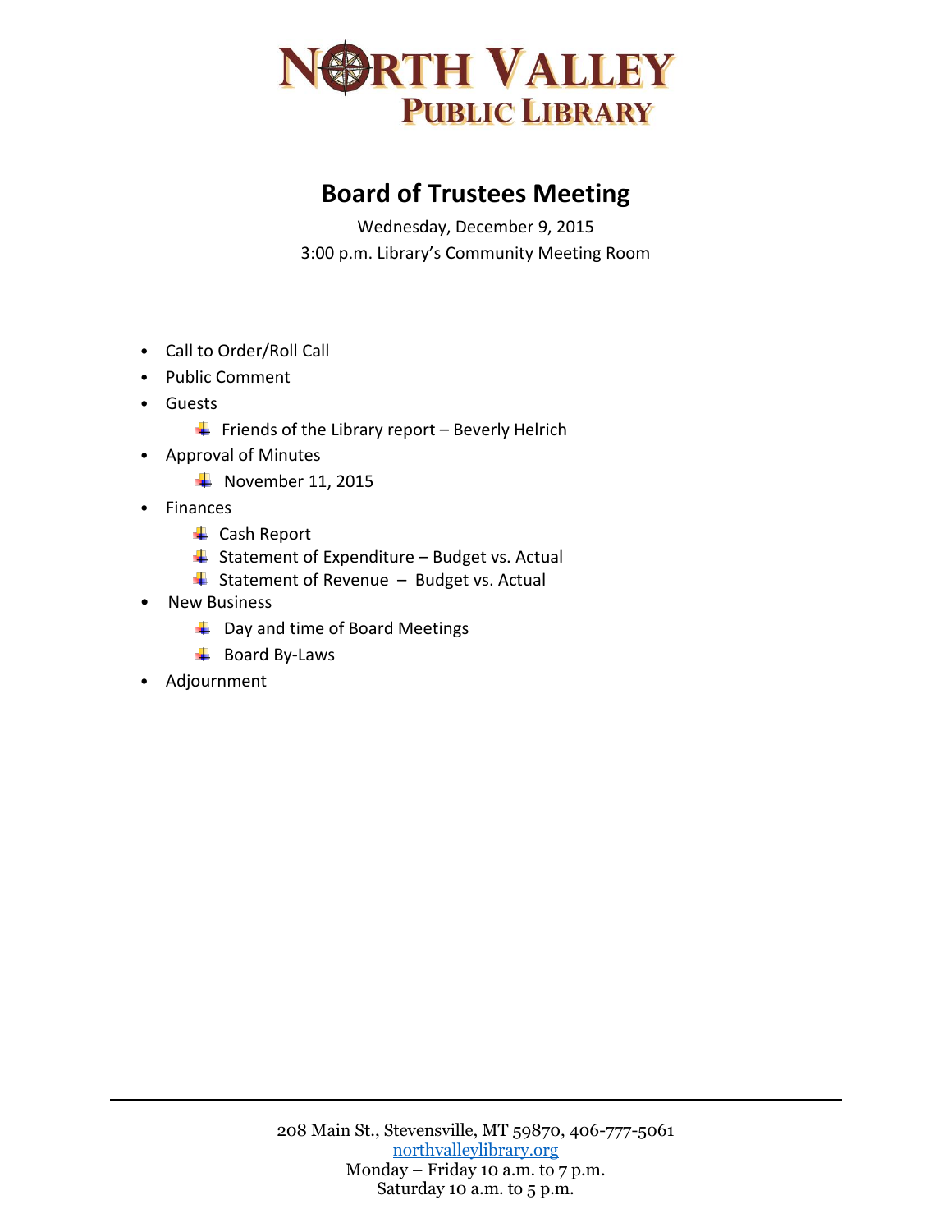# NORTH VALLEY PUBLIC LIBRARY

## Board of Trustees Meeting

Wednesday, December 9, 2015

3:00 p.m. Library's Community Meeting Room

- Call to Order/Roll Call
- Public Comment
- Guests
  - Friends of the Library report – Beverly Helrich
- Approval of Minutes
  - November 11, 2015
- Finances
  - Cash Report
  - Statement of Expenditure – Budget vs. Actual
  - Statement of Revenue – Budget vs. Actual
- New Business
  - Day and time of Board Meetings
  - Board By-Laws
- Adjournment

208 Main St., Stevensville, MT 59870, 406-777-5061
northvalleylibrary.org
Monday – Friday 10 a.m. to 7 p.m.
Saturday 10 a.m. to 5 p.m.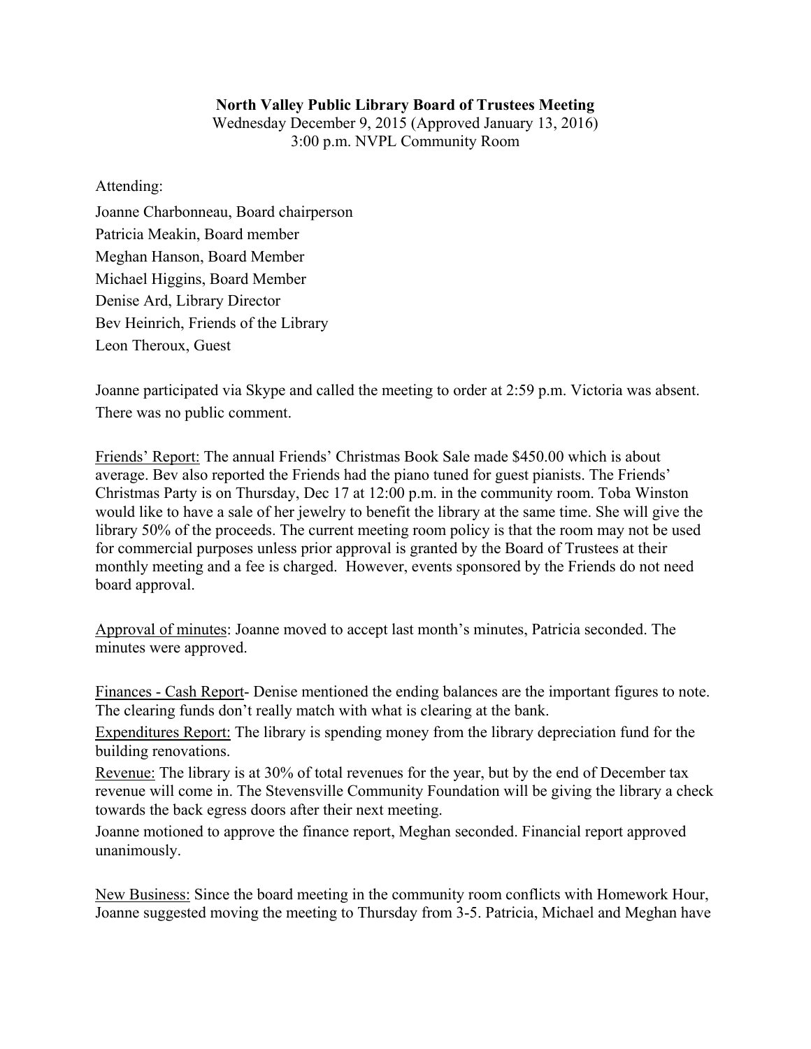**North Valley Public Library Board of Trustees Meeting**
Wednesday December 9, 2015 (Approved January 13, 2016)
3:00 p.m. NVPL Community Room

Attending:

Joanne Charbonneau, Board chairperson
Patricia Meakin, Board member
Meghan Hanson, Board Member
Michael Higgins, Board Member
Denise Ard, Library Director
Bev Heinrich, Friends of the Library
Leon Theroux, Guest

Joanne participated via Skype and called the meeting to order at 2:59 p.m. Victoria was absent. There was no public comment.

Friends' Report: The annual Friends' Christmas Book Sale made $450.00 which is about average. Bev also reported the Friends had the piano tuned for guest pianists. The Friends' Christmas Party is on Thursday, Dec 17 at 12:00 p.m. in the community room. Toba Winston would like to have a sale of her jewelry to benefit the library at the same time. She will give the library 50% of the proceeds. The current meeting room policy is that the room may not be used for commercial purposes unless prior approval is granted by the Board of Trustees at their monthly meeting and a fee is charged. However, events sponsored by the Friends do not need board approval.

Approval of minutes: Joanne moved to accept last month's minutes, Patricia seconded. The minutes were approved.

Finances - Cash Report- Denise mentioned the ending balances are the important figures to note. The clearing funds don't really match with what is clearing at the bank.

Expenditures Report: The library is spending money from the library depreciation fund for the building renovations.

Revenue: The library is at 30% of total revenues for the year, but by the end of December tax revenue will come in. The Stevensville Community Foundation will be giving the library a check towards the back egress doors after their next meeting.

Joanne motioned to approve the finance report, Meghan seconded. Financial report approved unanimously.

New Business: Since the board meeting in the community room conflicts with Homework Hour, Joanne suggested moving the meeting to Thursday from 3-5. Patricia, Michael and Meghan have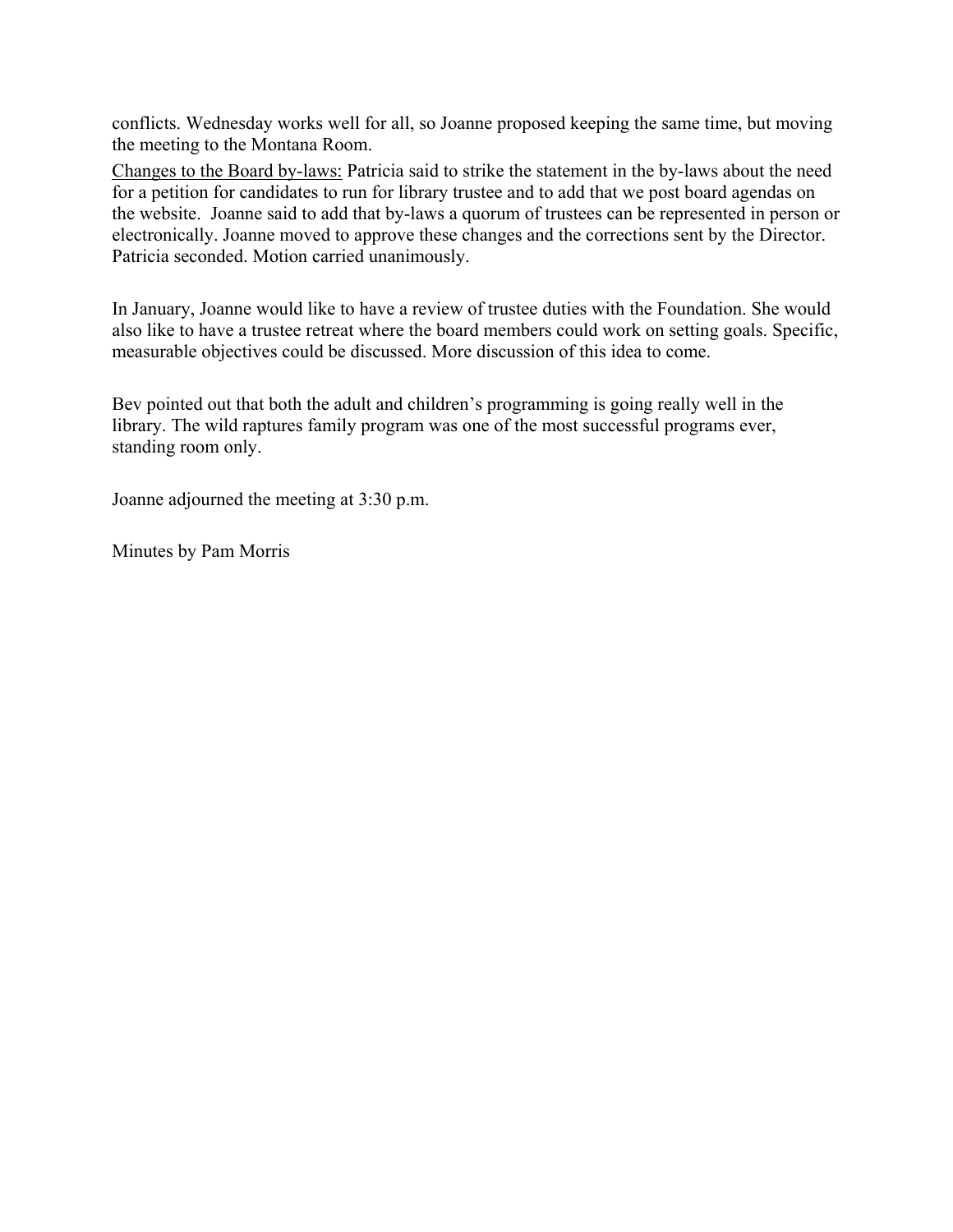conflicts. Wednesday works well for all, so Joanne proposed keeping the same time, but moving the meeting to the Montana Room.

<u>Changes to the Board by-laws:</u> Patricia said to strike the statement in the by-laws about the need for a petition for candidates to run for library trustee and to add that we post board agendas on the website. Joanne said to add that by-laws a quorum of trustees can be represented in person or electronically. Joanne moved to approve these changes and the corrections sent by the Director. Patricia seconded. Motion carried unanimously.

In January, Joanne would like to have a review of trustee duties with the Foundation. She would also like to have a trustee retreat where the board members could work on setting goals. Specific, measurable objectives could be discussed. More discussion of this idea to come.

Bev pointed out that both the adult and children's programming is going really well in the library. The wild raptures family program was one of the most successful programs ever, standing room only.

Joanne adjourned the meeting at 3:30 p.m.

Minutes by Pam Morris